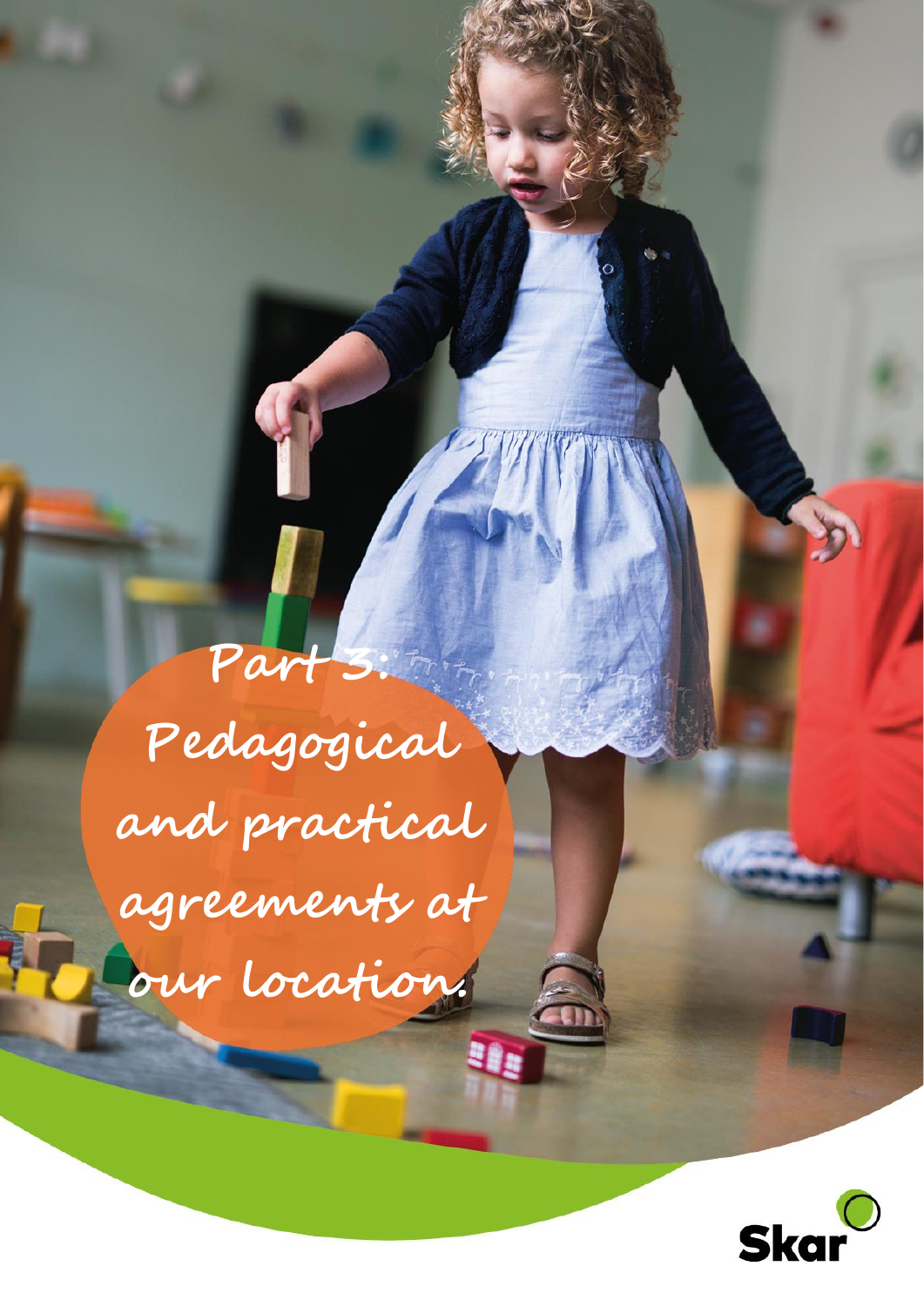# Part 3: Pedagogical and practical agreements at our location.

Skar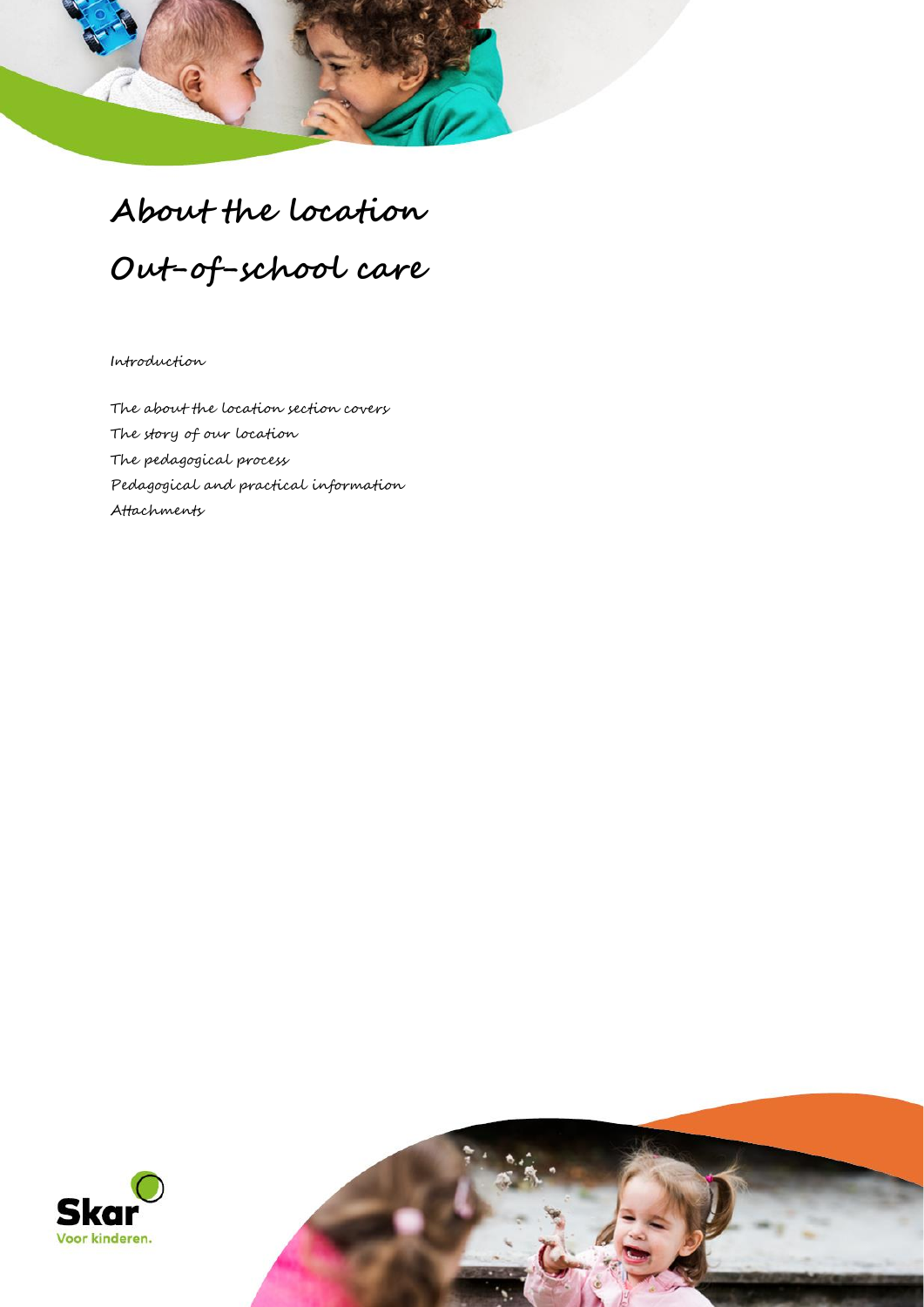# About the location

# Out-of-school care

Introduction

The about the location section covers
The story of our location
The pedagogical process
Pedagogical and practical information
Attachments

Skar
Voor kinderen.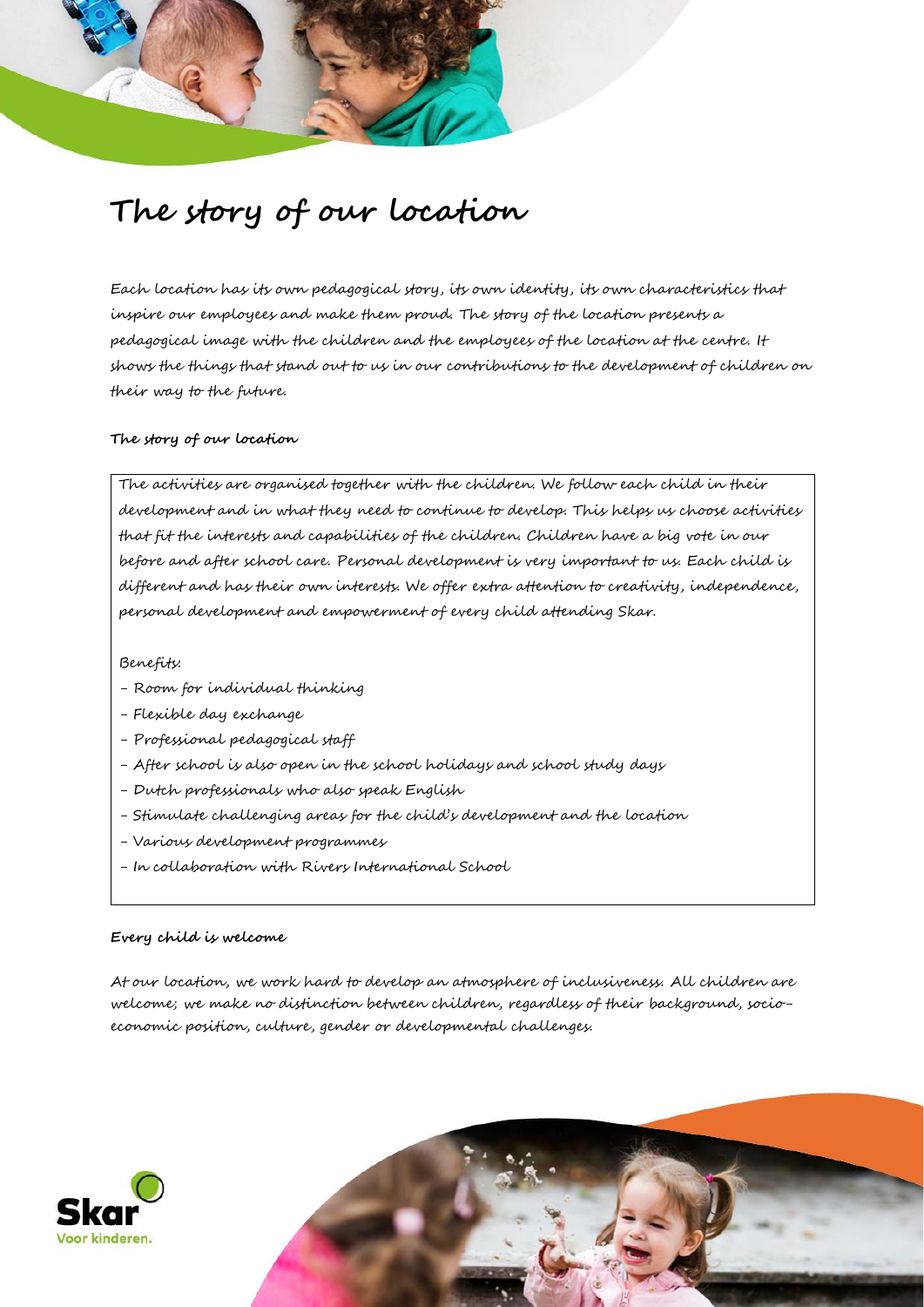# The story of our location

Each location has its own pedagogical story, its own identity, its own characteristics that inspire our employees and make them proud. The story of the location presents a pedagogical image with the children and the employees of the location at the centre. It shows the things that stand out to us in our contributions to the development of children on their way to the future.

**The story of our location**

The activities are organised together with the children. We follow each child in their development and in what they need to continue to develop. This helps us choose activities that fit the interests and capabilities of the children. Children have a big vote in our before and after school care. Personal development is very important to us. Each child is different and has their own interests. We offer extra attention to creativity, independence, personal development and empowerment of every child attending Skar.

Benefits:

- Room for individual thinking
- Flexible day exchange
- Professional pedagogical staff
- After school is also open in the school holidays and school study days
- Dutch professionals who also speak English
- Stimulate challenging areas for the child's development and the location
- Various development programmes
- In collaboration with Rivers International School

**Every child is welcome**

At our location, we work hard to develop an atmosphere of inclusiveness. All children are welcome; we make no distinction between children, regardless of their background, socio-economic position, culture, gender or developmental challenges.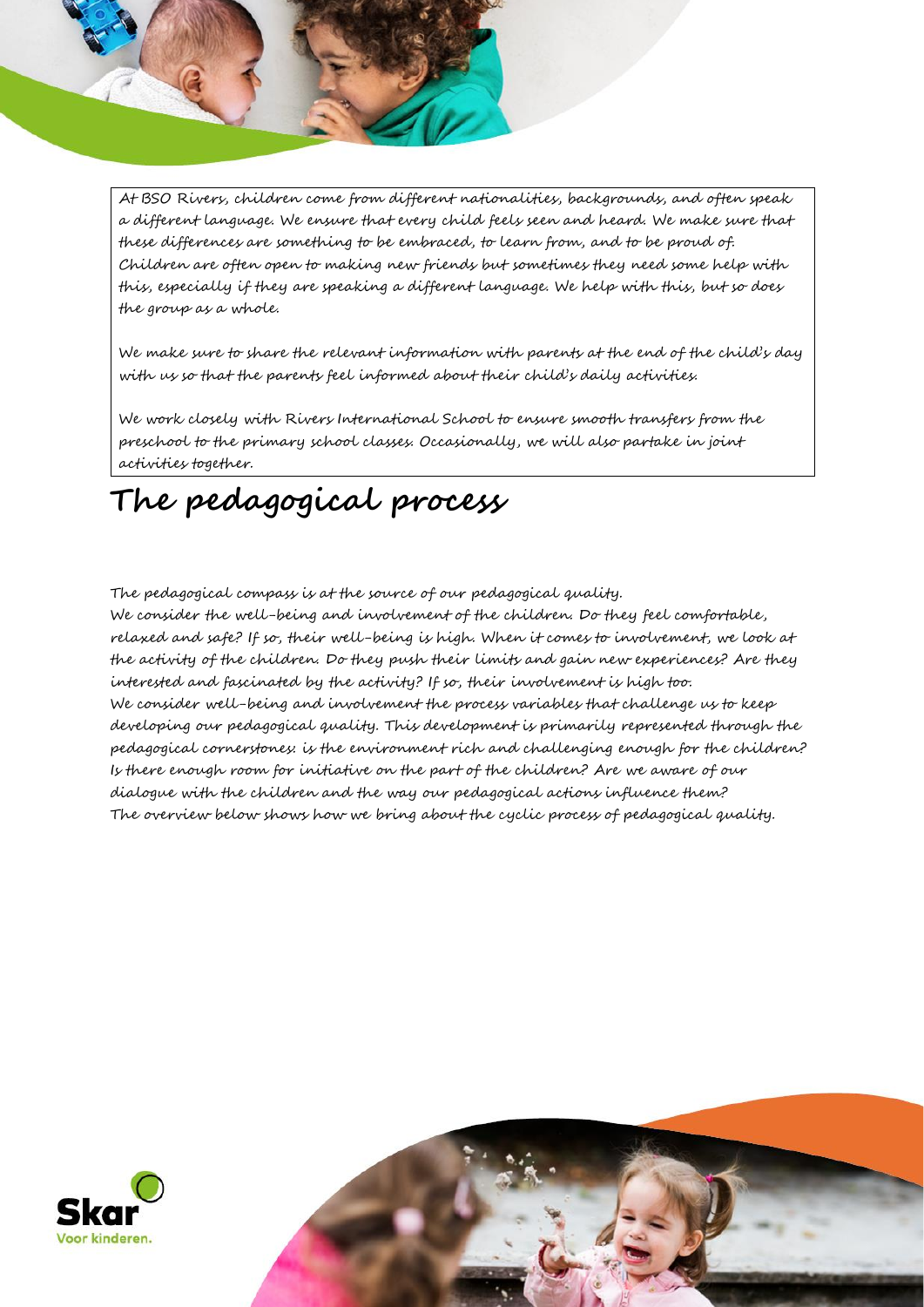At BSO Rivers, children come from different nationalities, backgrounds, and often speak a different language. We ensure that every child feels seen and heard. We make sure that these differences are something to be embraced, to learn from, and to be proud of. Children are often open to making new friends but sometimes they need some help with this, especially if they are speaking a different language. We help with this, but so does the group as a whole.

We make sure to share the relevant information with parents at the end of the child's day with us so that the parents feel informed about their child's daily activities.

We work closely with Rivers International School to ensure smooth transfers from the preschool to the primary school classes. Occasionally, we will also partake in joint activities together.

# The pedagogical process

The pedagogical compass is at the source of our pedagogical quality.
We consider the well-being and involvement of the children. Do they feel comfortable, relaxed and safe? If so, their well-being is high. When it comes to involvement, we look at the activity of the children. Do they push their limits and gain new experiences? Are they interested and fascinated by the activity? If so, their involvement is high too.
We consider well-being and involvement the process variables that challenge us to keep developing our pedagogical quality. This development is primarily represented through the pedagogical cornerstones: is the environment rich and challenging enough for the children? Is there enough room for initiative on the part of the children? Are we aware of our dialogue with the children and the way our pedagogical actions influence them?
The overview below shows how we bring about the cyclic process of pedagogical quality.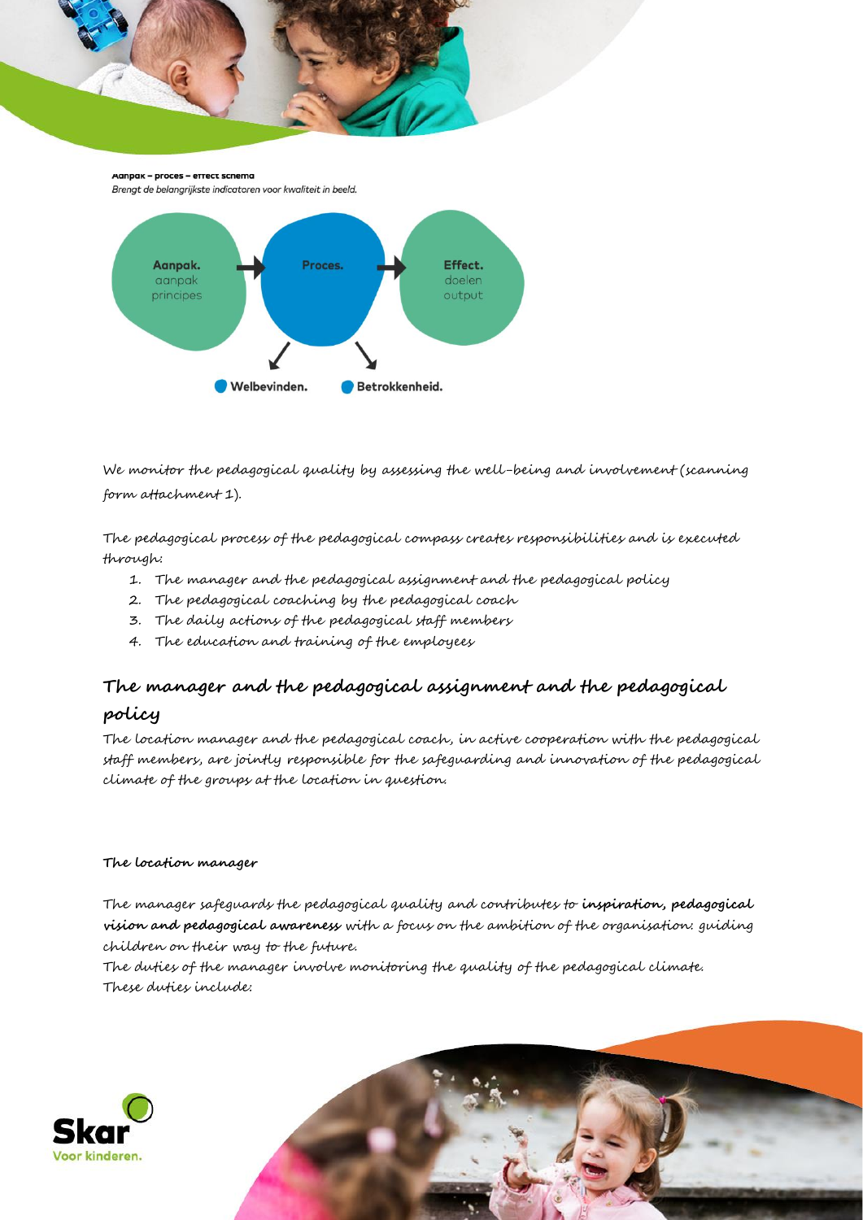**Aanpak – proces – effect schema**

*Brengt de belangrijkste indicatoren voor kwaliteit in beeld.*

**Aanpak.** aanpak principes → **Proces.** → **Effect.** doelen output

**Welbevinden.** **Betrokkenheid.**

We monitor the pedagogical quality by assessing the well-being and involvement (scanning form attachment 1).

The pedagogical process of the pedagogical compass creates responsibilities and is executed through:

1. The manager and the pedagogical assignment and the pedagogical policy
2. The pedagogical coaching by the pedagogical coach
3. The daily actions of the pedagogical staff members
4. The education and training of the employees

## The manager and the pedagogical assignment and the pedagogical policy

The location manager and the pedagogical coach, in active cooperation with the pedagogical staff members, are jointly responsible for the safeguarding and innovation of the pedagogical climate of the groups at the location in question.

#### The location manager

The manager safeguards the pedagogical quality and contributes to **inspiration, pedagogical vision and pedagogical awareness** with a focus on the ambition of the organisation: guiding children on their way to the future.
The duties of the manager involve monitoring the quality of the pedagogical climate.
These duties include: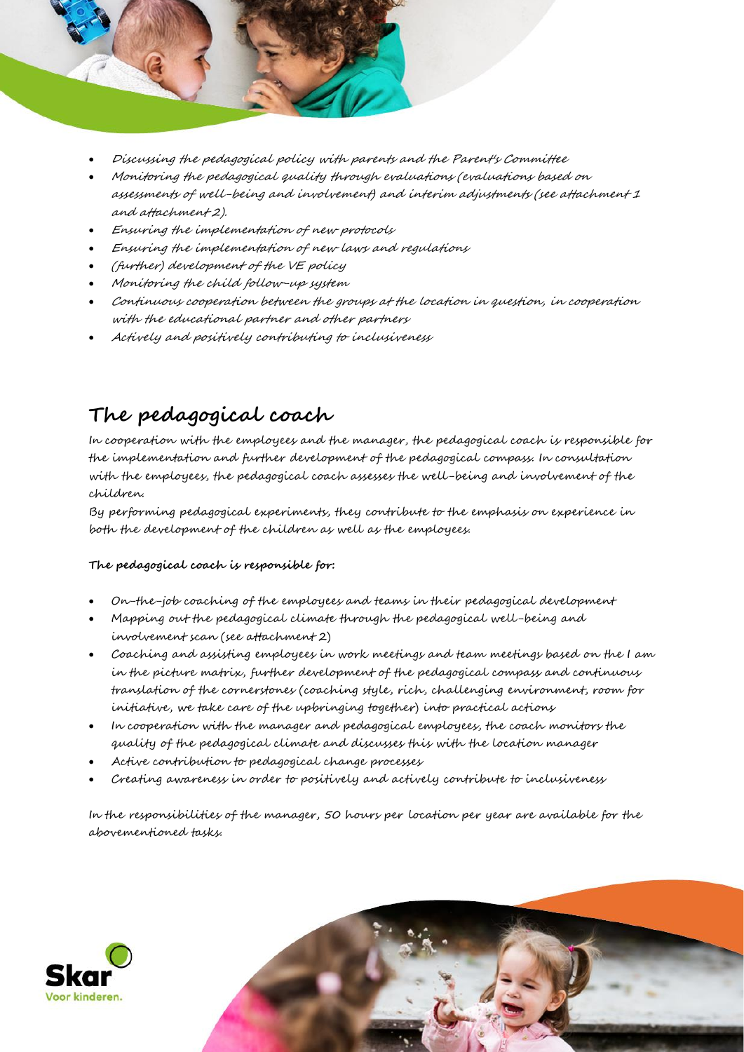- Discussing the pedagogical policy with parents and the Parent's Committee
- Monitoring the pedagogical quality through evaluations (evaluations based on assessments of well-being and involvement) and interim adjustments (see attachment 1 and attachment 2).
- Ensuring the implementation of new protocols
- Ensuring the implementation of new laws and regulations
- (further) development of the VE policy
- Monitoring the child follow-up system
- Continuous cooperation between the groups at the location in question, in cooperation with the educational partner and other partners
- Actively and positively contributing to inclusiveness

## The pedagogical coach

In cooperation with the employees and the manager, the pedagogical coach is responsible for the implementation and further development of the pedagogical compass. In consultation with the employees, the pedagogical coach assesses the well-being and involvement of the children.

By performing pedagogical experiments, they contribute to the emphasis on experience in both the development of the children as well as the employees.

**The pedagogical coach is responsible for:**

- On-the-job coaching of the employees and teams in their pedagogical development
- Mapping out the pedagogical climate through the pedagogical well-being and involvement scan (see attachment 2)
- Coaching and assisting employees in work meetings and team meetings based on the I am in the picture matrix, further development of the pedagogical compass and continuous translation of the cornerstones (coaching style, rich, challenging environment, room for initiative, we take care of the upbringing together) into practical actions
- In cooperation with the manager and pedagogical employees, the coach monitors the quality of the pedagogical climate and discusses this with the location manager
- Active contribution to pedagogical change processes
- Creating awareness in order to positively and actively contribute to inclusiveness

In the responsibilities of the manager, 50 hours per location per year are available for the abovementioned tasks.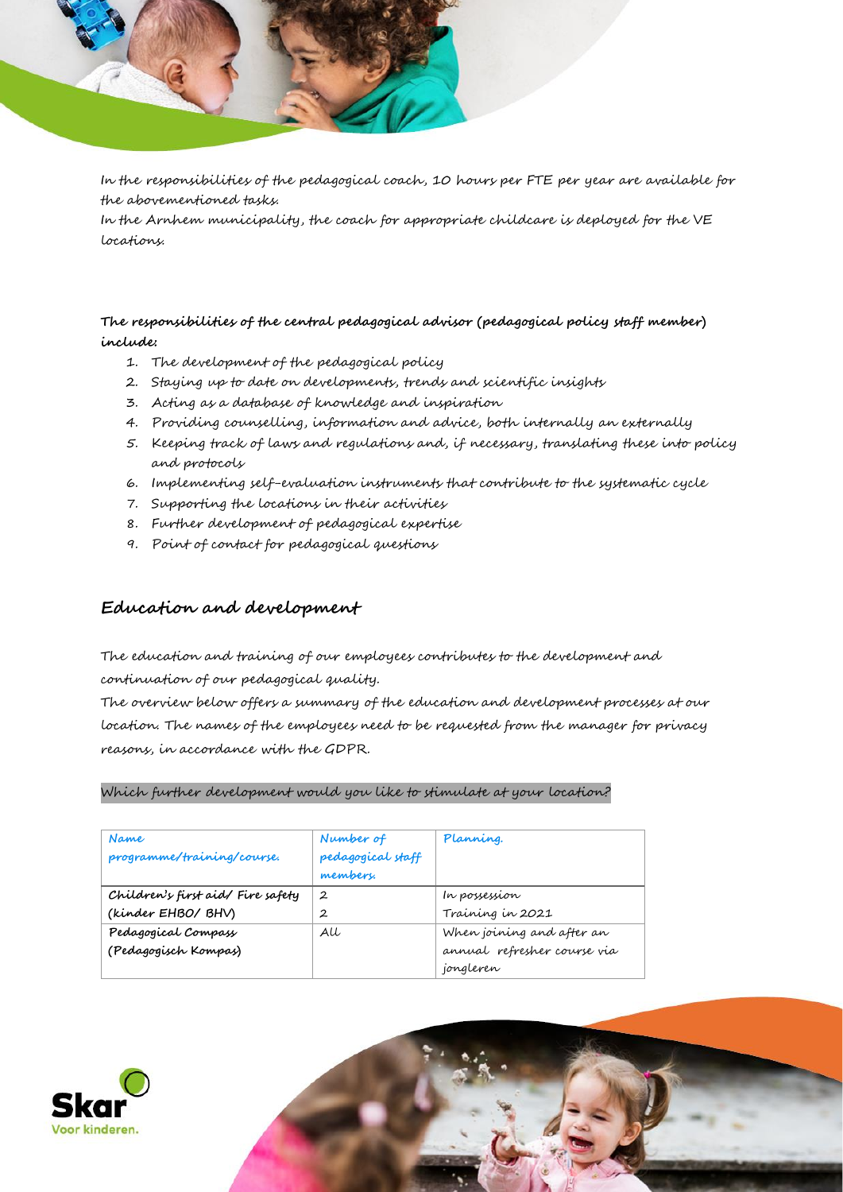In the responsibilities of the pedagogical coach, 10 hours per FTE per year are available for the abovementioned tasks.
In the Arnhem municipality, the coach for appropriate childcare is deployed for the VE locations.

**The responsibilities of the central pedagogical advisor (pedagogical policy staff member) include:**

1. The development of the pedagogical policy
2. Staying up to date on developments, trends and scientific insights
3. Acting as a database of knowledge and inspiration
4. Providing counselling, information and advice, both internally an externally
5. Keeping track of laws and regulations and, if necessary, translating these into policy and protocols
6. Implementing self-evaluation instruments that contribute to the systematic cycle
7. Supporting the locations in their activities
8. Further development of pedagogical expertise
9. Point of contact for pedagogical questions

## Education and development

The education and training of our employees contributes to the development and continuation of our pedagogical quality.
The overview below offers a summary of the education and development processes at our location. The names of the employees need to be requested from the manager for privacy reasons, in accordance with the GDPR.

Which further development would you like to stimulate at your location?

| Name programme/training/course. | Number of pedagogical staff members. | Planning. |
|---|---|---|
| Children's first aid/ Fire safety (kinder EHBO/ BHV) | 2<br>2 | In possession<br>Training in 2021 |
| Pedagogical Compass (Pedagogisch Kompas) | All | When joining and after an annual refresher course via jongleren |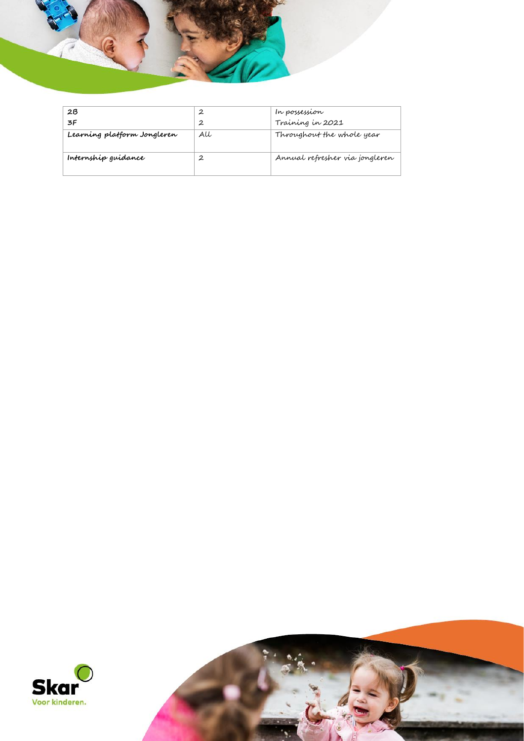| | | |
|---|---|---|
| **2B**<br>**3F** | 2<br>2 | In possession<br>Training in 2021 |
| **Learning platform Jongleren** | All | Throughout the whole year |
| **Internship guidance** | 2 | Annual refresher via jongleren |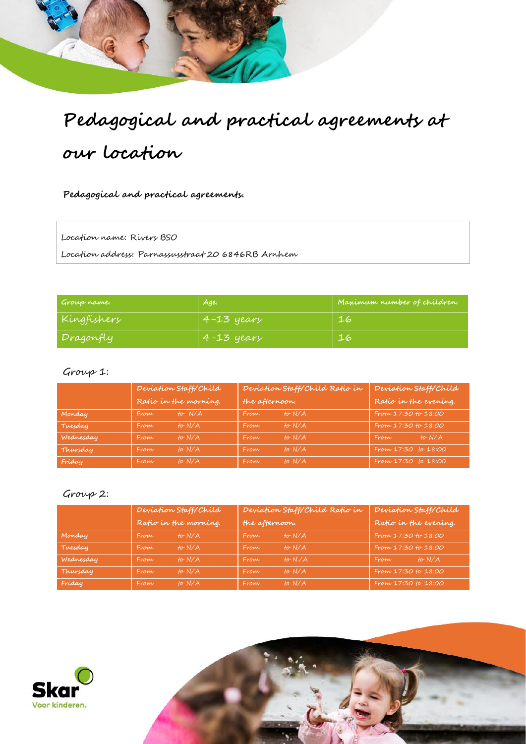# Pedagogical and practical agreements at our location

**Pedagogical and practical agreements.**

Location name: Rivers BSO

Location address: Parnassusstraat 20 6846RB Arnhem

| Group name. | Age. | Maximum number of children. |
|---|---|---|
| Kingfishers | 4-13 years | 16 |
| Dragonfly | 4-13 years | 16 |

Group 1:

| | Deviation Staff/Child Ratio in the morning. | Deviation Staff/Child Ratio in the afternoon. | Deviation Staff/Child Ratio in the evening. |
|---|---|---|---|
| Monday | From to N/A | From to N/A | From 17:30 to 18:00 |
| Tuesday | From to N/A | From to N/A | From 17:30 to 18:00 |
| Wednesday | From to N/A | From to N/A | From to N/A |
| Thursday | From to N/A | From to N/A | From 17:30 to 18:00 |
| Friday | From to N/A | From to N/A | From 17:30 to 18:00 |

Group 2:

| | Deviation Staff/Child Ratio in the morning. | Deviation Staff/Child Ratio in the afternoon. | Deviation Staff/Child Ratio in the evening. |
|---|---|---|---|
| Monday | From to N/A | From to N/A | From 17:30 to 18:00 |
| Tuesday | From to N/A | From to N/A | From 17:30 to 18:00 |
| Wednesday | From to N/A | From to N/A | From to N/A |
| Thursday | From to N/A | From to N/A | From 17:30 to 18:00 |
| Friday | From to N/A | From to N/A | From 17:30 to 18:00 |

Skar
Voor kinderen.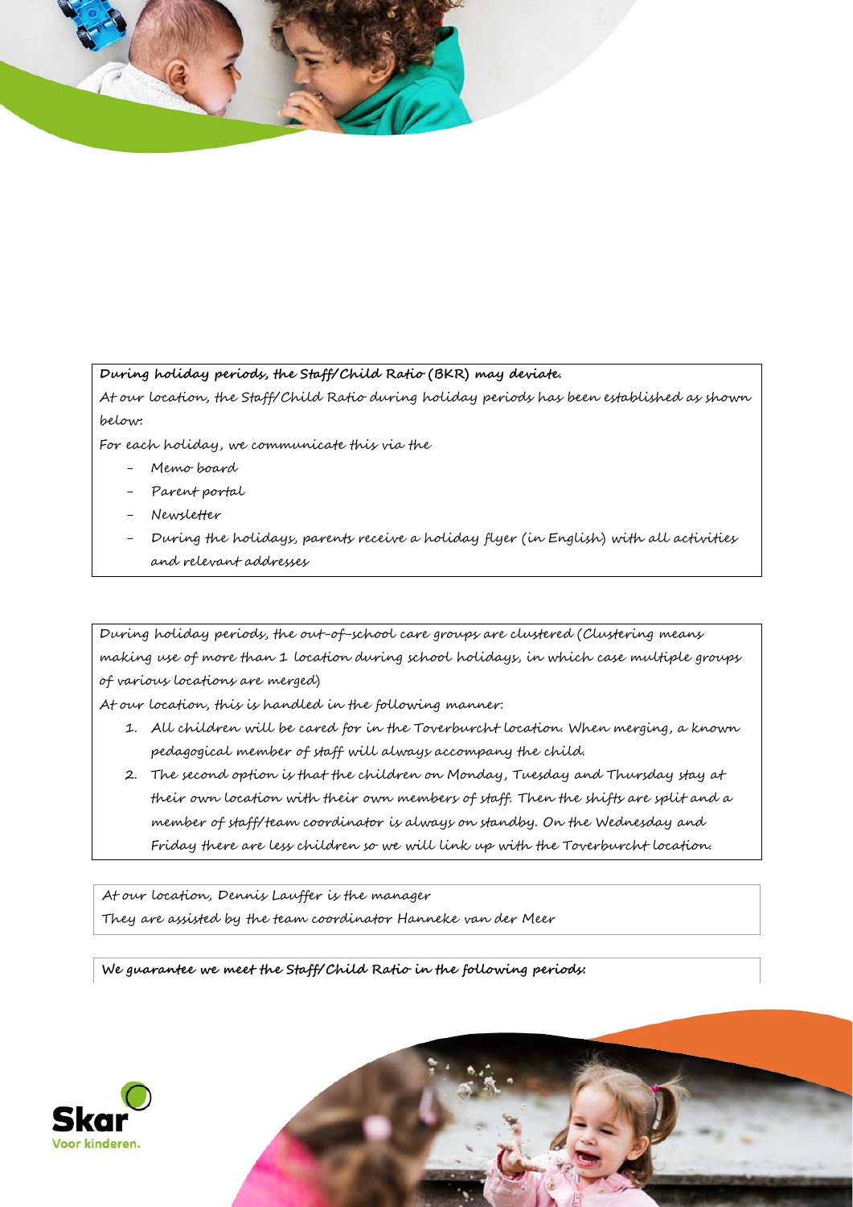**During holiday periods, the Staff/Child Ratio (BKR) may deviate.**

At our location, the Staff/Child Ratio during holiday periods has been established as shown below:

For each holiday, we communicate this via the

- Memo board
- Parent portal
- Newsletter
- During the holidays, parents receive a holiday flyer (in English) with all activities and relevant addresses

During holiday periods, the out-of-school care groups are clustered (Clustering means making use of more than 1 location during school holidays, in which case multiple groups of various locations are merged)

At our location, this is handled in the following manner:

1. All children will be cared for in the Toverburcht location. When merging, a known pedagogical member of staff will always accompany the child.
2. The second option is that the children on Monday, Tuesday and Thursday stay at their own location with their own members of staff. Then the shifts are split and a member of staff/team coordinator is always on standby. On the Wednesday and Friday there are less children so we will link up with the Toverburcht location.

At our location, Dennis Lauffer is the manager

They are assisted by the team coordinator Hanneke van der Meer

**We guarantee we meet the Staff/Child Ratio in the following periods:**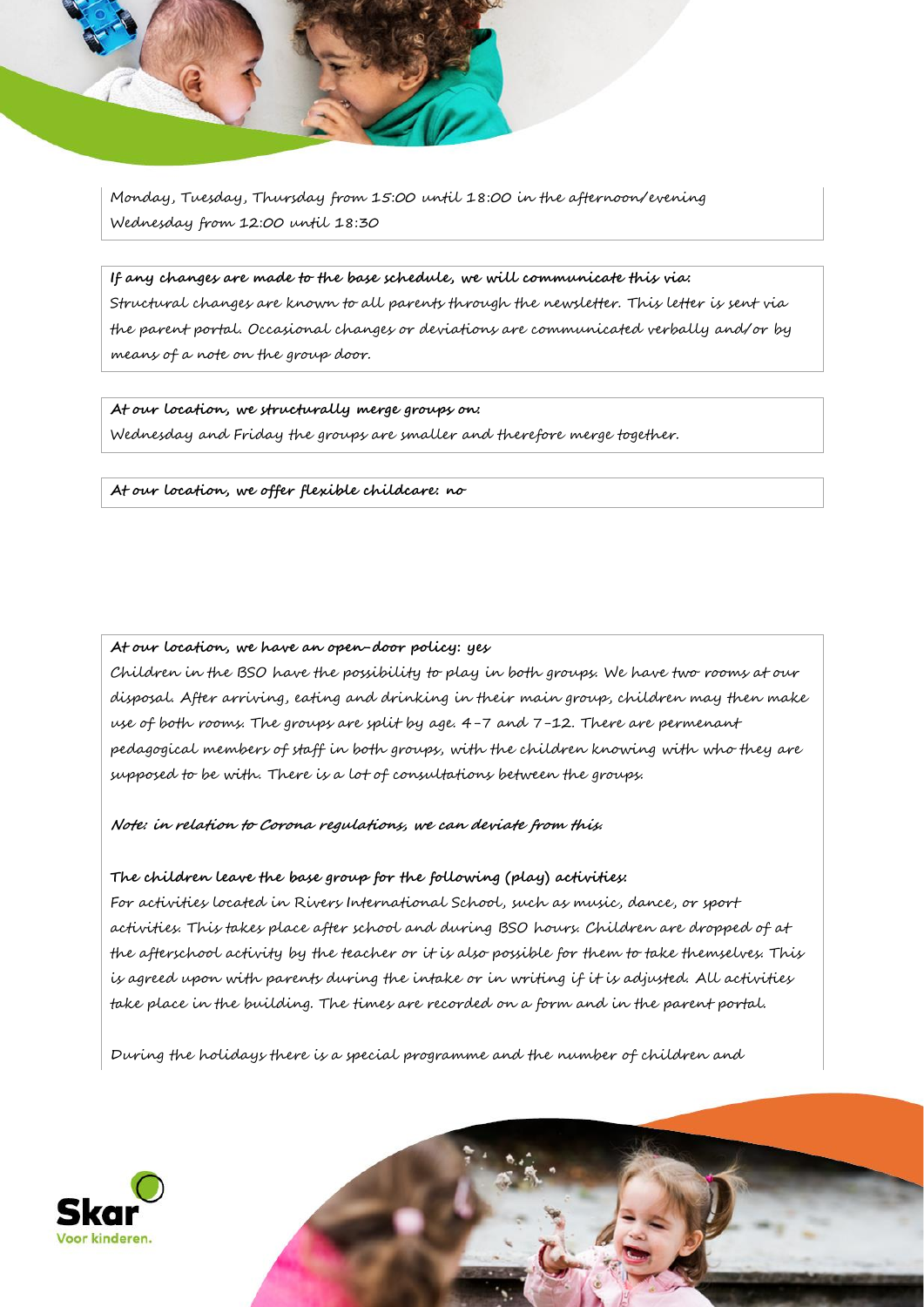Monday, Tuesday, Thursday from 15:00 until 18:00 in the afternoon/evening
Wednesday from 12:00 until 18:30

**If any changes are made to the base schedule, we will communicate this via:**
Structural changes are known to all parents through the newsletter. This letter is sent via the parent portal. Occasional changes or deviations are communicated verbally and/or by means of a note on the group door.

**At our location, we structurally merge groups on:**
Wednesday and Friday the groups are smaller and therefore merge together.

**At our location, we offer flexible childcare: no**

**At our location, we have an open-door policy: yes**
Children in the BSO have the possibility to play in both groups. We have two rooms at our disposal. After arriving, eating and drinking in their main group, children may then make use of both rooms. The groups are split by age. 4-7 and 7-12. There are permenant pedagogical members of staff in both groups, with the children knowing with who they are supposed to be with. There is a lot of consultations between the groups.

***Note: in relation to Corona regulations, we can deviate from this.***

**The children leave the base group for the following (play) activities:**
For activities located in Rivers International School, such as music, dance, or sport activities. This takes place after school and during BSO hours. Children are dropped of at the afterschool activity by the teacher or it is also possible for them to take themselves. This is agreed upon with parents during the intake or in writing if it is adjusted. All activities take place in the building. The times are recorded on a form and in the parent portal.

During the holidays there is a special programme and the number of children and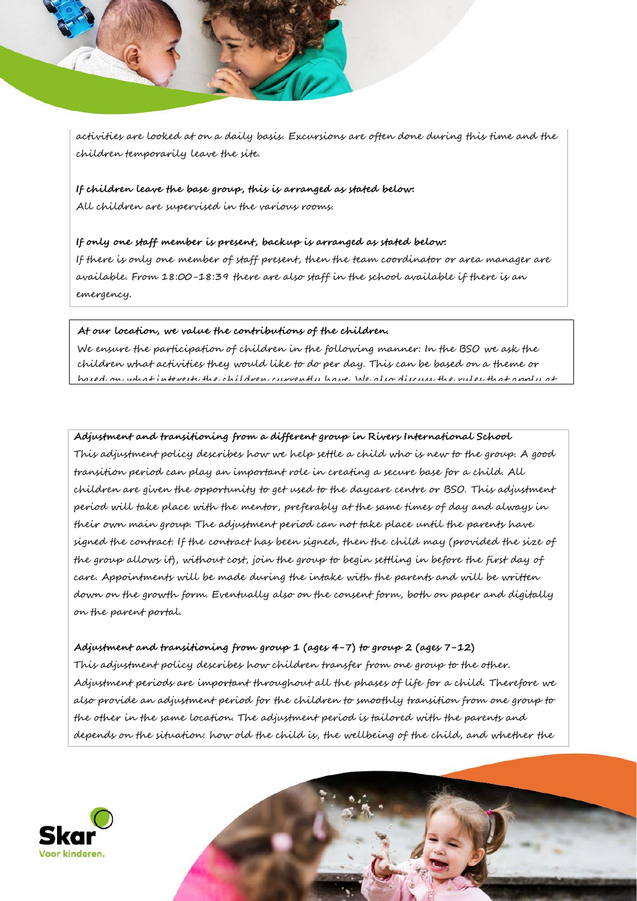activities are looked at on a daily basis. Excursions are often done during this time and the children temporarily leave the site.

**If children leave the base group, this is arranged as stated below:**
All children are supervised in the various rooms.

**If only one staff member is present, backup is arranged as stated below:**
If there is only one member of staff present, then the team coordinator or area manager are available. From 18:00-18:39 there are also staff in the school available if there is an emergency.

**At our location, we value the contributions of the children.**
We ensure the participation of children in the following manner: In the BSO we ask the children what activities they would like to do per day. This can be based on a theme or based on what interests the children currently have. We also discuss the rules that apply at

**Adjustment and transitioning from a different group in Rivers International School**
This adjustment policy describes how we help settle a child who is new to the group. A good transition period can play an important role in creating a secure base for a child. All children are given the opportunity to get used to the daycare centre or BSO. This adjustment period will take place with the mentor, preferably at the same times of day and always in their own main group. The adjustment period can not take place until the parents have signed the contract. If the contract has been signed, then the child may (provided the size of the group allows it), without cost, join the group to begin settling in before the first day of care. Appointments will be made during the intake with the parents and will be written down on the growth form. Eventually also on the consent form, both on paper and digitally on the parent portal.

**Adjustment and transitioning from group 1 (ages 4-7) to group 2 (ages 7-12)**
This adjustment policy describes how children transfer from one group to the other. Adjustment periods are important throughout all the phases of life for a child. Therefore we also provide an adjustment period for the children to smoothly transition from one group to the other in the same location. The adjustment period is tailored with the parents and depends on the situation: how old the child is, the wellbeing of the child, and whether the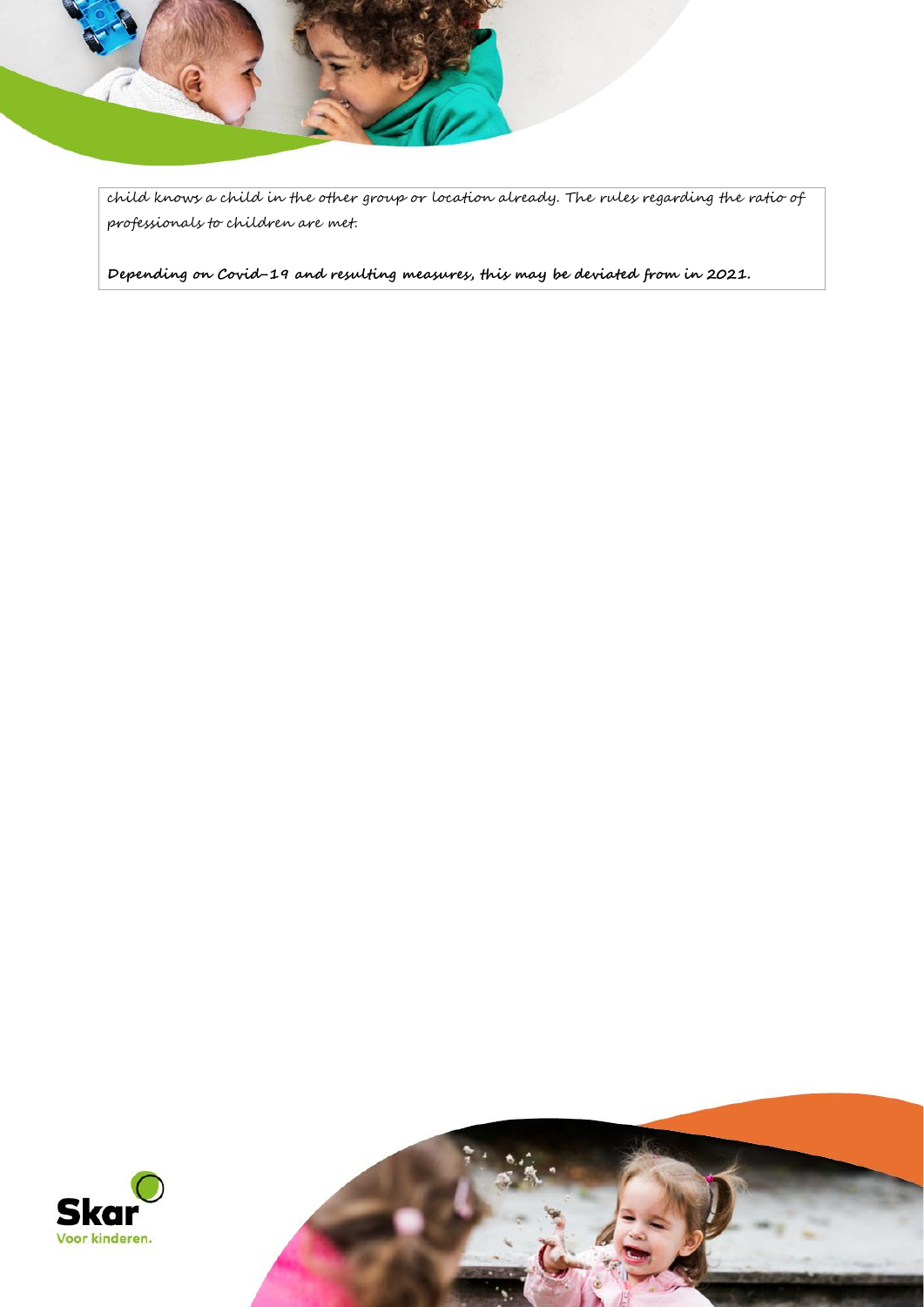child knows a child in the other group or location already. The rules regarding the ratio of professionals to children are met.

**Depending on Covid-19 and resulting measures, this may be deviated from in 2021.**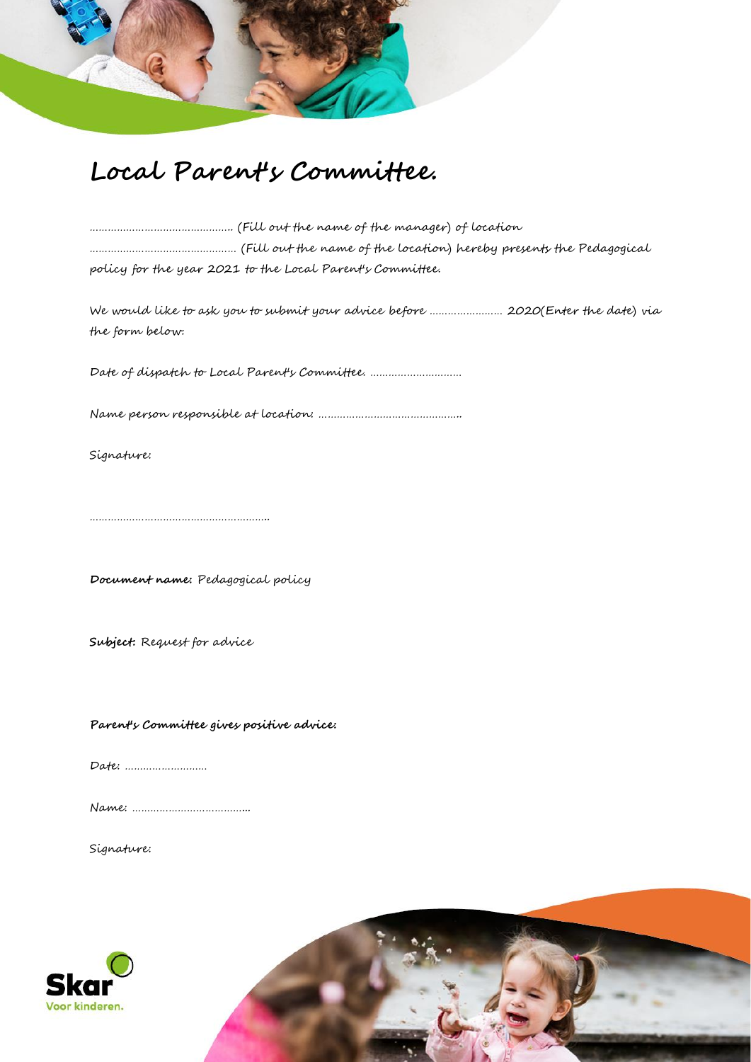# Local Parent's Committee.

………………………………………. (Fill out the name of the manager) of location ………………………………………… (Fill out the name of the location) hereby presents the Pedagogical policy for the year 2021 to the Local Parent's Committee.

We would like to ask you to submit your advice before …………………… 2020(Enter the date) via the form below:

Date of dispatch to Local Parent's Committee. …………………………

Name person responsible at location: ………………………………………..

Signature:

…………………………………………………..

**Document name:** Pedagogical policy

**Subject:** Request for advice

**Parent's Committee gives positive advice:**

Date: ………………………

Name: ………………………………..

Signature: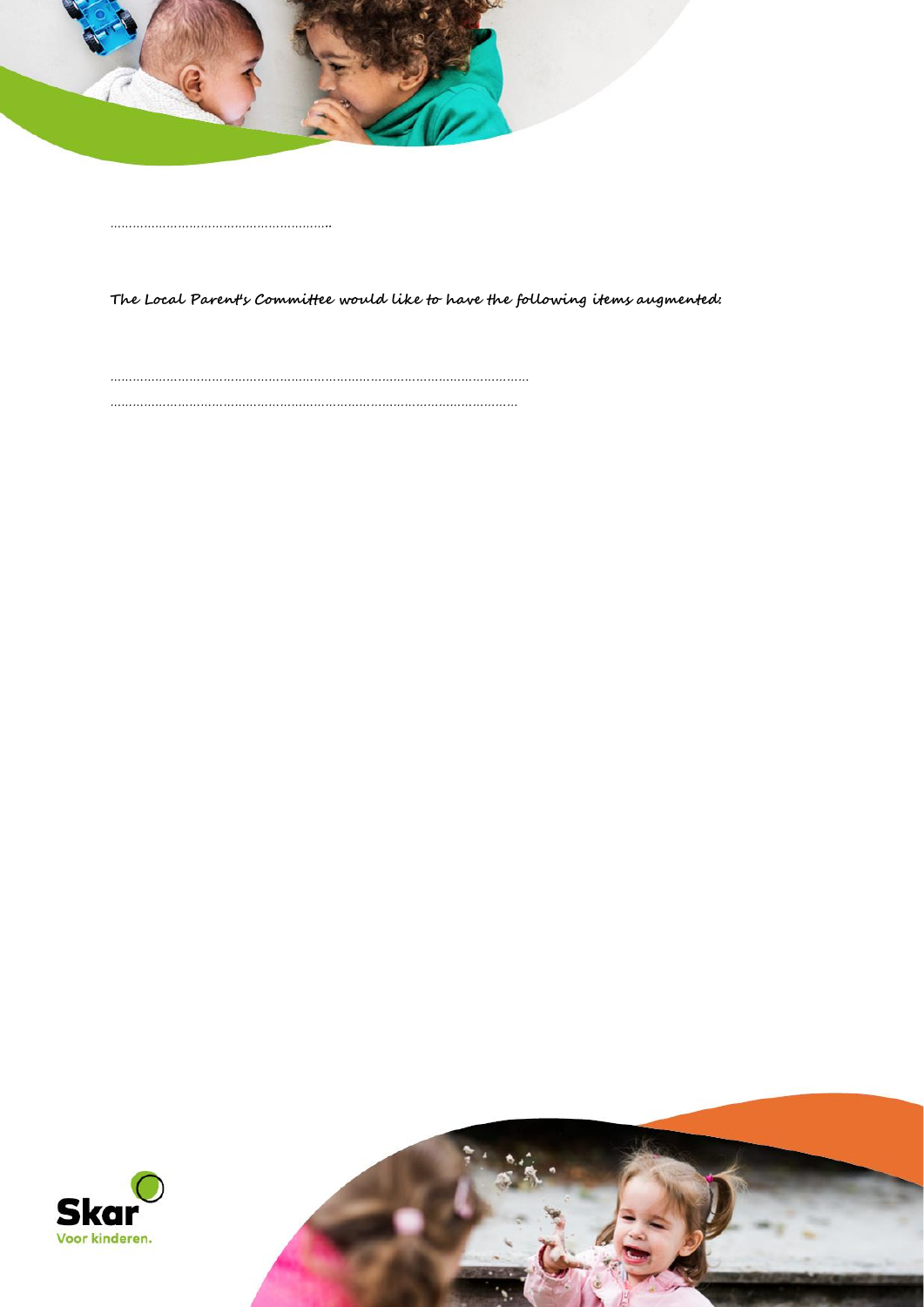……………………………………………………..

**The Local Parent's Committee would like to have the following items augmented:**

……………………………………………………………………………………………

……………………………………………………………………………………………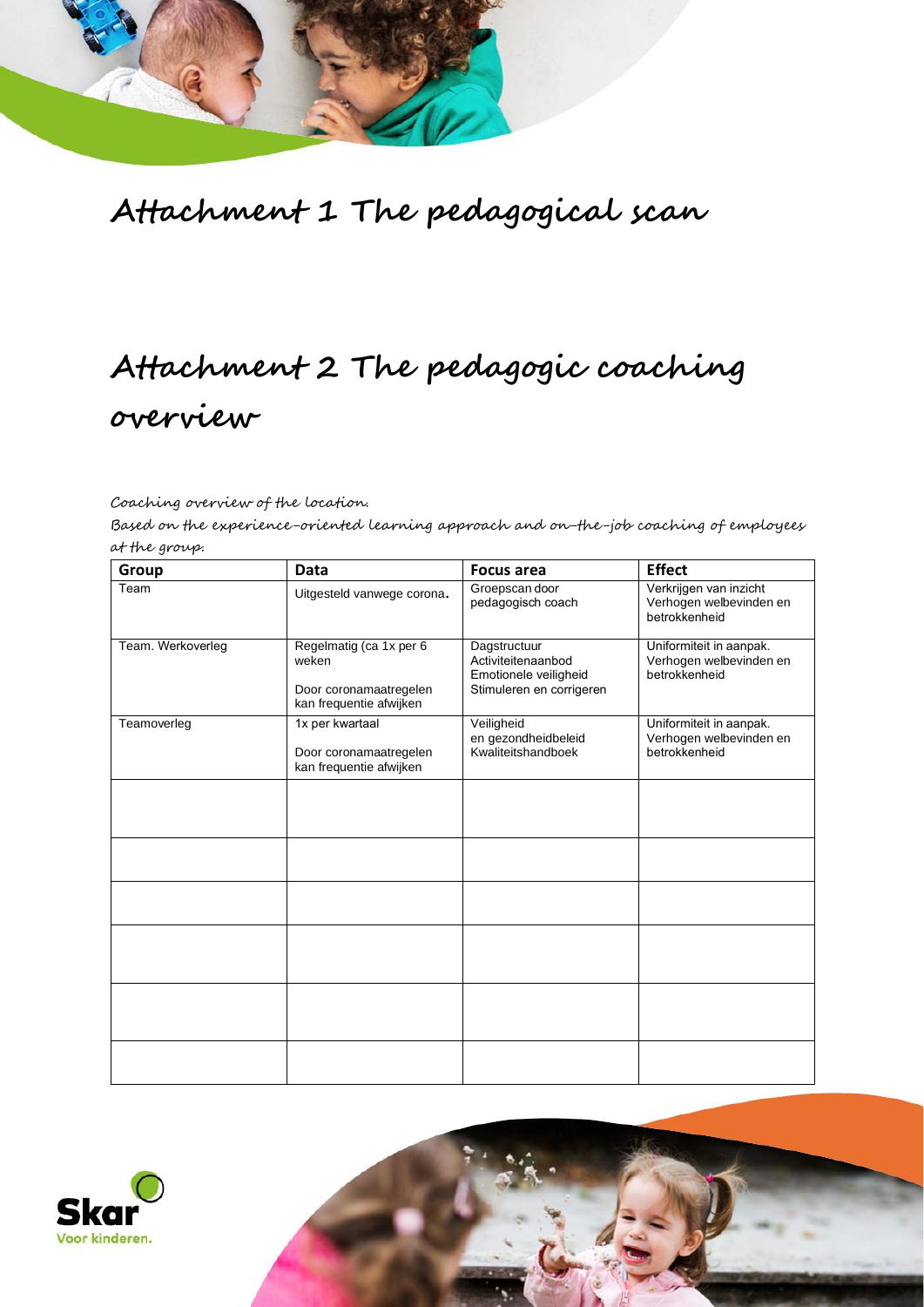# Attachment 1 The pedagogical scan

# Attachment 2 The pedagogic coaching overview

*Coaching overview of the location.*

*Based on the experience-oriented learning approach and on-the-job coaching of employees at the group.*

| Group | Data | Focus area | Effect |
|---|---|---|---|
| Team | Uitgesteld vanwege corona. | Groepscan door pedagogisch coach | Verkrijgen van inzicht Verhogen welbevinden en betrokkenheid |
| Team. Werkoverleg | Regelmatig (ca 1x per 6 weken<br><br>Door coronamaatregelen kan frequentie afwijken | Dagstructuur<br>Activiteitenaanbod<br>Emotionele veiligheid<br>Stimuleren en corrigeren | Uniformiteit in aanpak. Verhogen welbevinden en betrokkenheid |
| Teamoverleg | 1x per kwartaal<br><br>Door coronamaatregelen kan frequentie afwijken | Veiligheid en gezondheidbeleid<br>Kwaliteitshandboek | Uniformiteit in aanpak. Verhogen welbevinden en betrokkenheid |
| | | | |
| | | | |
| | | | |
| | | | |
| | | | |
| | | | |

Skar
Voor kinderen.